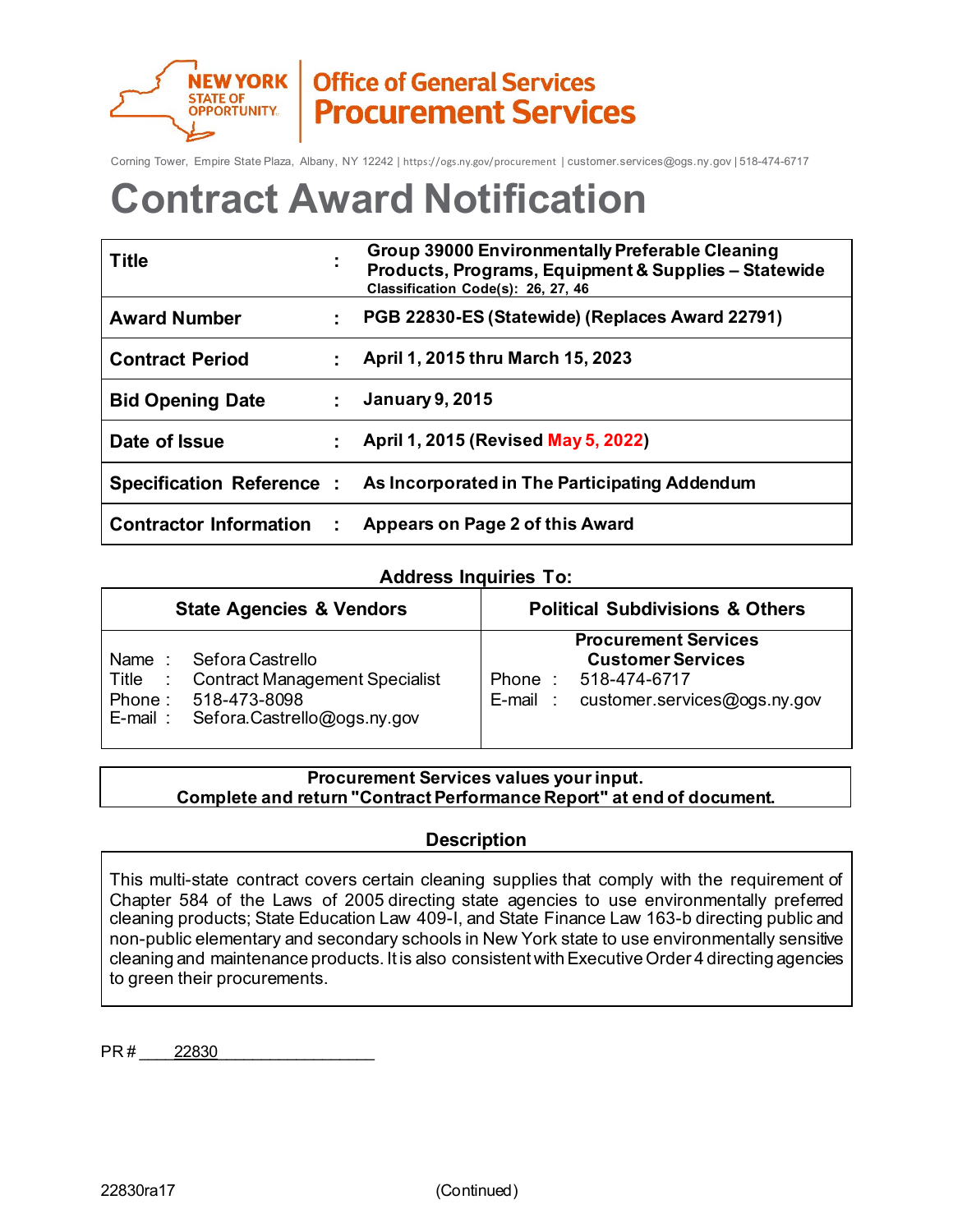New York State of Opportunity | Office of General Services Procurement Services

Corning Tower, Empire State Plaza, Albany, NY 12242 | https://ogs.ny.gov/procurement | customer.services@ogs.ny.gov | 518-474-6717

# Contract Award Notification

| | | |
|---|---|---|
| **Title** | : | **Group 39000 Environmentally Preferable Cleaning Products, Programs, Equipment & Supplies – Statewide** **Classification Code(s): 26, 27, 46** |
| **Award Number** | : | **PGB 22830-ES (Statewide) (Replaces Award 22791)** |
| **Contract Period** | : | **April 1, 2015 thru March 15, 2023** |
| **Bid Opening Date** | : | **January 9, 2015** |
| **Date of Issue** | : | **April 1, 2015 (Revised May 5, 2022)** |
| **Specification Reference** | : | **As Incorporated in The Participating Addendum** |
| **Contractor Information** | : | **Appears on Page 2 of this Award** |

**Address Inquiries To:**

| **State Agencies & Vendors** | **Political Subdivisions & Others** |
|---|---|
| Name : Sefora Castrello<br>Title : Contract Management Specialist<br>Phone : 518-473-8098<br>E-mail : Sefora.Castrello@ogs.ny.gov | **Procurement Services Customer Services**<br>Phone : 518-474-6717<br>E-mail : customer.services@ogs.ny.gov |

**Procurement Services values your input.**
**Complete and return "Contract Performance Report" at end of document.**

## Description

This multi-state contract covers certain cleaning supplies that comply with the requirement of Chapter 584 of the Laws of 2005 directing state agencies to use environmentally preferred cleaning products; State Education Law 409-I, and State Finance Law 163-b directing public and non-public elementary and secondary schools in New York state to use environmentally sensitive cleaning and maintenance products. It is also consistent with Executive Order 4 directing agencies to green their procurements.

PR # 22830

22830ra17 (Continued)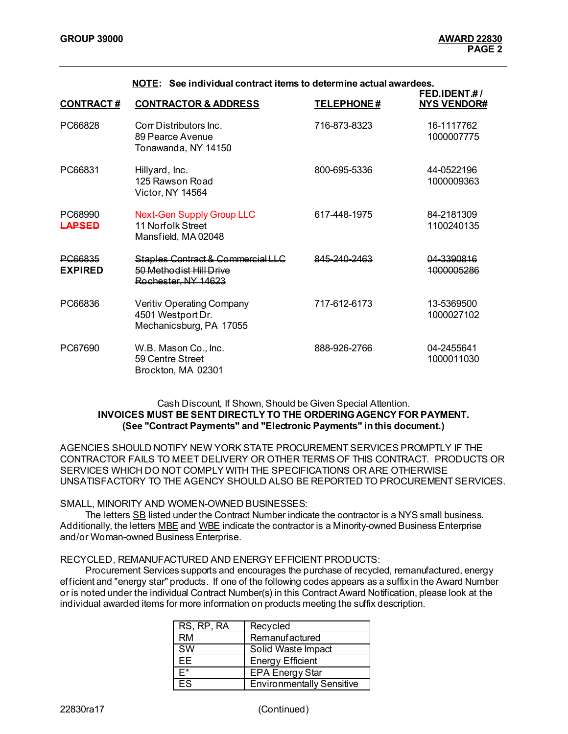**NOTE: See individual contract items to determine actual awardees.**

| CONTRACT # | CONTRACTOR & ADDRESS | TELEPHONE # | FED.IDENT.# / NYS VENDOR# |
|---|---|---|---|
| PC66828 | Corr Distributors Inc.<br>89 Pearce Avenue<br>Tonawanda, NY 14150 | 716-873-8323 | 16-1117762<br>1000007775 |
| PC66831 | Hillyard, Inc.<br>125 Rawson Road<br>Victor, NY 14564 | 800-695-5336 | 44-0522196<br>1000009363 |
| PC68990<br>~~**LAPSED**~~ | Next-Gen Supply Group LLC<br>11 Norfolk Street<br>Mansfield, MA 02048 | 617-448-1975 | 84-2181309<br>1100240135 |
| ~~PC66835~~<br>**EXPIRED** | ~~Staples Contract & Commercial LLC~~<br>~~50 Methodist Hill Drive~~<br>~~Rochester, NY 14623~~ | ~~845-240-2463~~ | ~~04-3390816~~<br>~~1000005286~~ |
| PC66836 | Veritiv Operating Company<br>4501 Westport Dr.<br>Mechanicsburg, PA 17055 | 717-612-6173 | 13-5369500<br>1000027102 |
| PC67690 | W.B. Mason Co., Inc.<br>59 Centre Street<br>Brockton, MA 02301 | 888-926-2766 | 04-2455641<br>1000011030 |

Cash Discount, If Shown, Should be Given Special Attention.

**INVOICES MUST BE SENT DIRECTLY TO THE ORDERING AGENCY FOR PAYMENT.**
**(See "Contract Payments" and "Electronic Payments" in this document.)**

AGENCIES SHOULD NOTIFY NEW YORK STATE PROCUREMENT SERVICES PROMPTLY IF THE CONTRACTOR FAILS TO MEET DELIVERY OR OTHER TERMS OF THIS CONTRACT. PRODUCTS OR SERVICES WHICH DO NOT COMPLY WITH THE SPECIFICATIONS OR ARE OTHERWISE UNSATISFACTORY TO THE AGENCY SHOULD ALSO BE REPORTED TO PROCUREMENT SERVICES.

SMALL, MINORITY AND WOMEN-OWNED BUSINESSES:

The letters SB listed under the Contract Number indicate the contractor is a NYS small business. Additionally, the letters MBE and WBE indicate the contractor is a Minority-owned Business Enterprise and/or Woman-owned Business Enterprise.

RECYCLED, REMANUFACTURED AND ENERGY EFFICIENT PRODUCTS:

Procurement Services supports and encourages the purchase of recycled, remanufactured, energy efficient and "energy star" products. If one of the following codes appears as a suffix in the Award Number or is noted under the individual Contract Number(s) in this Contract Award Notification, please look at the individual awarded items for more information on products meeting the suffix description.

| Code | Description |
|---|---|
| RS, RP, RA | Recycled |
| RM | Remanufactured |
| SW | Solid Waste Impact |
| EE | Energy Efficient |
| E* | EPA Energy Star |
| ES | Environmentally Sensitive |

22830ra17 (Continued)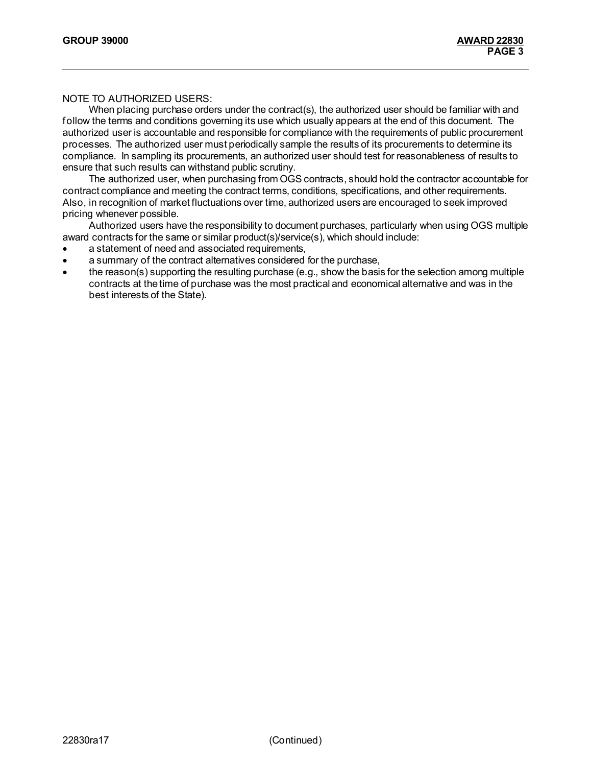NOTE TO AUTHORIZED USERS:

When placing purchase orders under the contract(s), the authorized user should be familiar with and follow the terms and conditions governing its use which usually appears at the end of this document. The authorized user is accountable and responsible for compliance with the requirements of public procurement processes. The authorized user must periodically sample the results of its procurements to determine its compliance. In sampling its procurements, an authorized user should test for reasonableness of results to ensure that such results can withstand public scrutiny.

The authorized user, when purchasing from OGS contracts, should hold the contractor accountable for contract compliance and meeting the contract terms, conditions, specifications, and other requirements. Also, in recognition of market fluctuations over time, authorized users are encouraged to seek improved pricing whenever possible.

Authorized users have the responsibility to document purchases, particularly when using OGS multiple award contracts for the same or similar product(s)/service(s), which should include:

- a statement of need and associated requirements,
- a summary of the contract alternatives considered for the purchase,
- the reason(s) supporting the resulting purchase (e.g., show the basis for the selection among multiple contracts at the time of purchase was the most practical and economical alternative and was in the best interests of the State).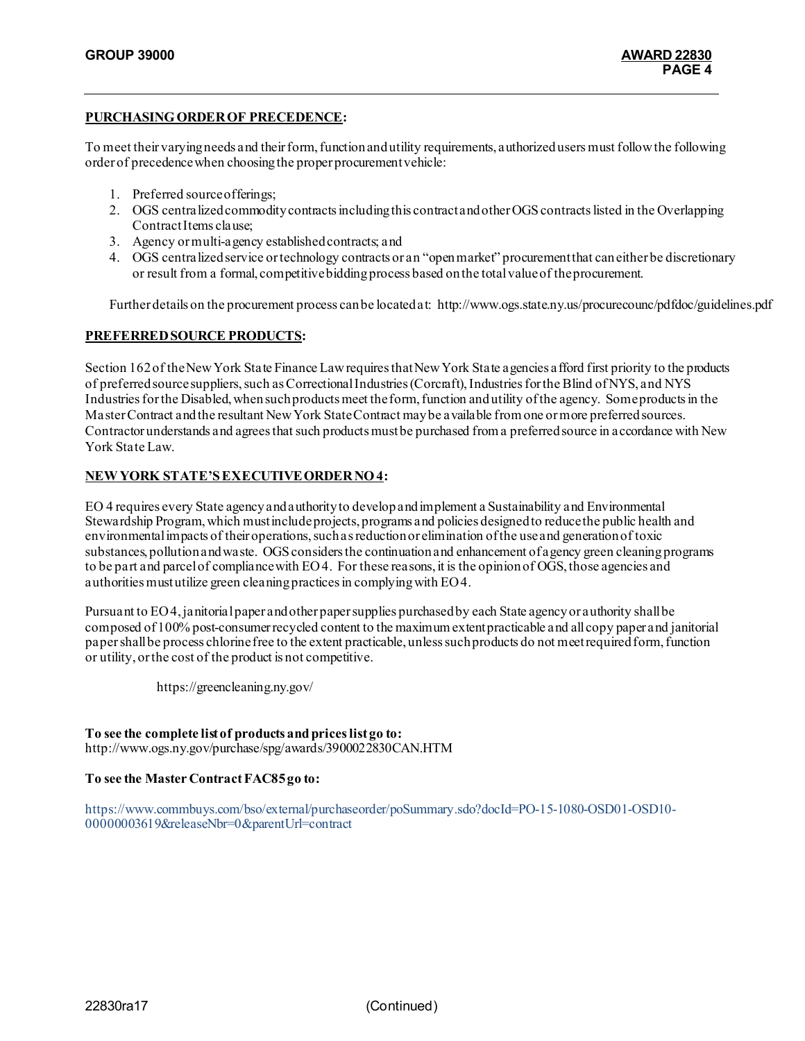**PURCHASING ORDER OF PRECEDENCE:**

To meet their varying needs and their form, function and utility requirements, authorized users must follow the following order of precedence when choosing the proper procurement vehicle:

1. Preferred source offerings;
2. OGS centralized commodity contracts including this contract and other OGS contracts listed in the Overlapping Contract Items clause;
3. Agency or multi-agency established contracts; and
4. OGS centralized service or technology contracts or an "open market" procurement that can either be discretionary or result from a formal, competitive bidding process based on the total value of the procurement.

Further details on the procurement process can be located at: http://www.ogs.state.ny.us/procurecounc/pdfdoc/guidelines.pdf

**PREFERRED SOURCE PRODUCTS:**

Section 162 of the New York State Finance Law requires that New York State agencies afford first priority to the products of preferred source suppliers, such as Correctional Industries (Corcraft), Industries for the Blind of NYS, and NYS Industries for the Disabled, when such products meet the form, function and utility of the agency. Some products in the Master Contract and the resultant New York State Contract may be available from one or more preferred sources. Contractor understands and agrees that such products must be purchased from a preferred source in accordance with New York State Law.

**NEW YORK STATE'S EXECUTIVE ORDER NO 4:**

EO 4 requires every State agency and authority to develop and implement a Sustainability and Environmental Stewardship Program, which must include projects, programs and policies designed to reduce the public health and environmental impacts of their operations, such as reduction or elimination of the use and generation of toxic substances, pollution and waste. OGS considers the continuation and enhancement of agency green cleaning programs to be part and parcel of compliance with EO 4. For these reasons, it is the opinion of OGS, those agencies and authorities must utilize green cleaning practices in complying with EO 4.

Pursuant to EO 4, janitorial paper and other paper supplies purchased by each State agency or authority shall be composed of 100% post-consumer recycled content to the maximum extent practicable and all copy paper and janitorial paper shall be process chlorine free to the extent practicable, unless such products do not meet required form, function or utility, or the cost of the product is not competitive.

https://greencleaning.ny.gov/

**To see the complete list of products and prices list go to:**
http://www.ogs.ny.gov/purchase/spg/awards/3900022830CAN.HTM

**To see the Master Contract FAC85 go to:**

https://www.commbuys.com/bso/external/purchaseorder/poSummary.sdo?docId=PO-15-1080-OSD01-OSD10-00000003619&releaseNbr=0&parentUrl=contract